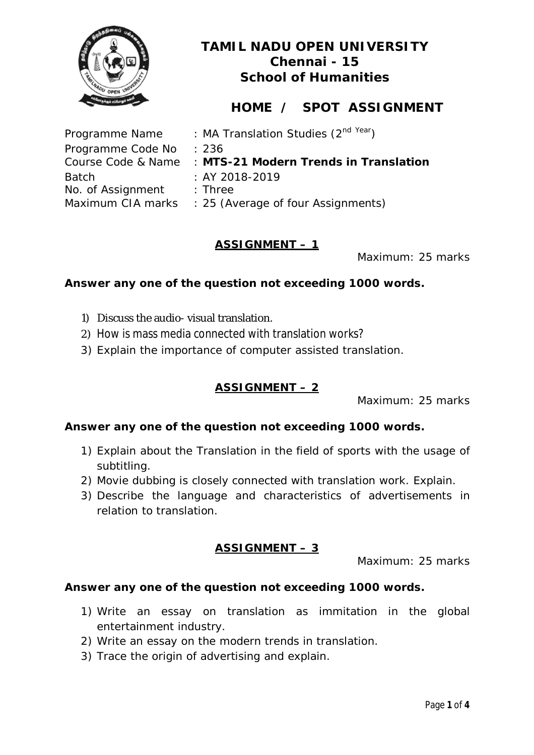# TAMIL NADU OPEN UNIVERSITY
## Chennai - 15
## School of Humanities

## HOME / SPOT ASSIGNMENT

| | |
|---|---|
| Programme Name | : MA Translation Studies (2nd Year) |
| Programme Code No | : 236 |
| Course Code & Name | : **MTS-21 Modern Trends in Translation** |
| Batch | : AY 2018-2019 |
| No. of Assignment | : Three |
| Maximum CIA marks | : 25 (Average of four Assignments) |

### ASSIGNMENT – 1

Maximum: 25 marks

**Answer any one of the question not exceeding 1000 words.**

1) Discuss the audio- visual translation.
2) How is mass media connected with translation works?
3) Explain the importance of computer assisted translation.

### ASSIGNMENT – 2

Maximum: 25 marks

**Answer any one of the question not exceeding 1000 words.**

1) Explain about the Translation in the field of sports with the usage of subtitling.
2) Movie dubbing is closely connected with translation work. Explain.
3) Describe the language and characteristics of advertisements in relation to translation.

### ASSIGNMENT – 3

Maximum: 25 marks

**Answer any one of the question not exceeding 1000 words.**

1) Write an essay on translation as immitation in the global entertainment industry.
2) Write an essay on the modern trends in translation.
3) Trace the origin of advertising and explain.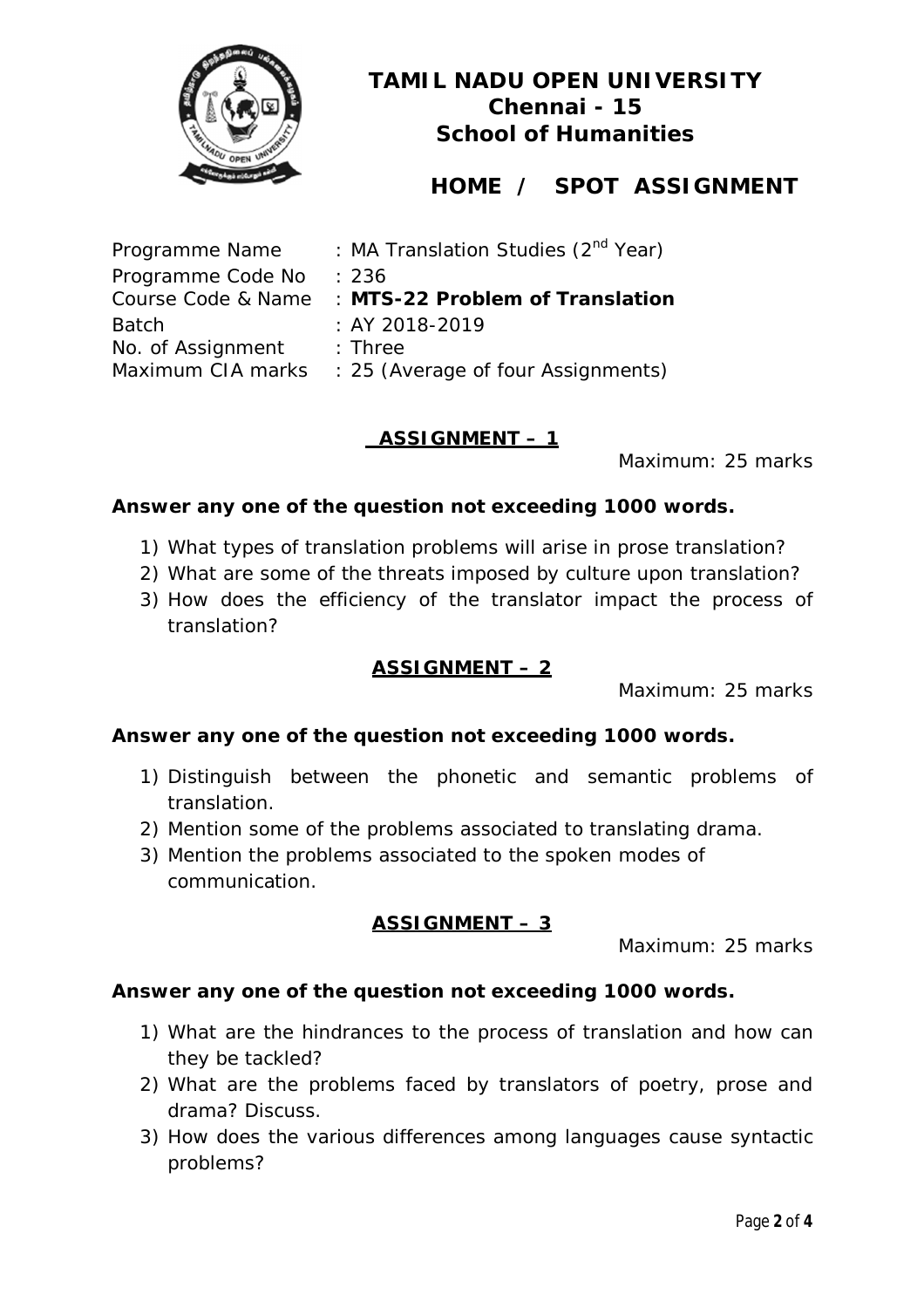# TAMIL NADU OPEN UNIVERSITY
## Chennai - 15
## School of Humanities

## HOME / SPOT ASSIGNMENT

Programme Name : MA Translation Studies (2nd Year)
Programme Code No : 236
Course Code & Name : **MTS-22 Problem of Translation**
Batch : AY 2018-2019
No. of Assignment : Three
Maximum CIA marks : 25 (Average of four Assignments)

### ASSIGNMENT – 1

Maximum: 25 marks

**Answer any one of the question not exceeding 1000 words.**

1) What types of translation problems will arise in prose translation?
2) What are some of the threats imposed by culture upon translation?
3) How does the efficiency of the translator impact the process of translation?

### ASSIGNMENT – 2

Maximum: 25 marks

**Answer any one of the question not exceeding 1000 words.**

1) Distinguish between the phonetic and semantic problems of translation.
2) Mention some of the problems associated to translating drama.
3) Mention the problems associated to the spoken modes of communication.

### ASSIGNMENT – 3

Maximum: 25 marks

**Answer any one of the question not exceeding 1000 words.**

1) What are the hindrances to the process of translation and how can they be tackled?
2) What are the problems faced by translators of poetry, prose and drama? Discuss.
3) How does the various differences among languages cause syntactic problems?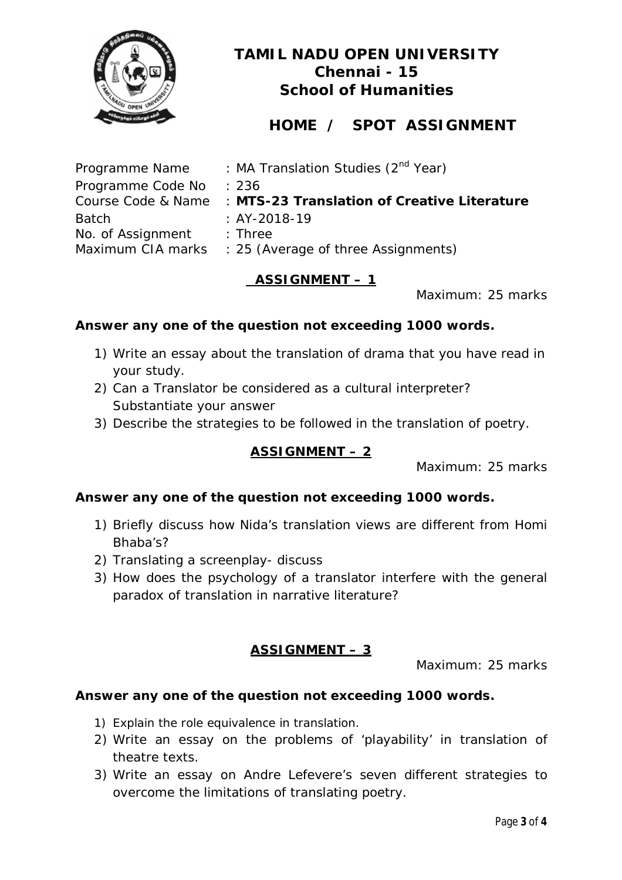# TAMIL NADU OPEN UNIVERSITY
## Chennai - 15
## School of Humanities

## HOME / SPOT ASSIGNMENT

Programme Name : MA Translation Studies (2nd Year)
Programme Code No : 236
Course Code & Name : **MTS-23 Translation of Creative Literature**
Batch : AY-2018-19
No. of Assignment : Three
Maximum CIA marks : 25 (Average of three Assignments)

### ASSIGNMENT – 1

Maximum: 25 marks

**Answer any one of the question not exceeding 1000 words.**

1) Write an essay about the translation of drama that you have read in your study.
2) Can a Translator be considered as a cultural interpreter? Substantiate your answer
3) Describe the strategies to be followed in the translation of poetry.

### ASSIGNMENT – 2

Maximum: 25 marks

**Answer any one of the question not exceeding 1000 words.**

1) Briefly discuss how Nida's translation views are different from Homi Bhaba's?
2) Translating a screenplay- discuss
3) How does the psychology of a translator interfere with the general paradox of translation in narrative literature?

### ASSIGNMENT – 3

Maximum: 25 marks

**Answer any one of the question not exceeding 1000 words.**

1) Explain the role equivalence in translation.
2) Write an essay on the problems of 'playability' in translation of theatre texts.
3) Write an essay on Andre Lefevere's seven different strategies to overcome the limitations of translating poetry.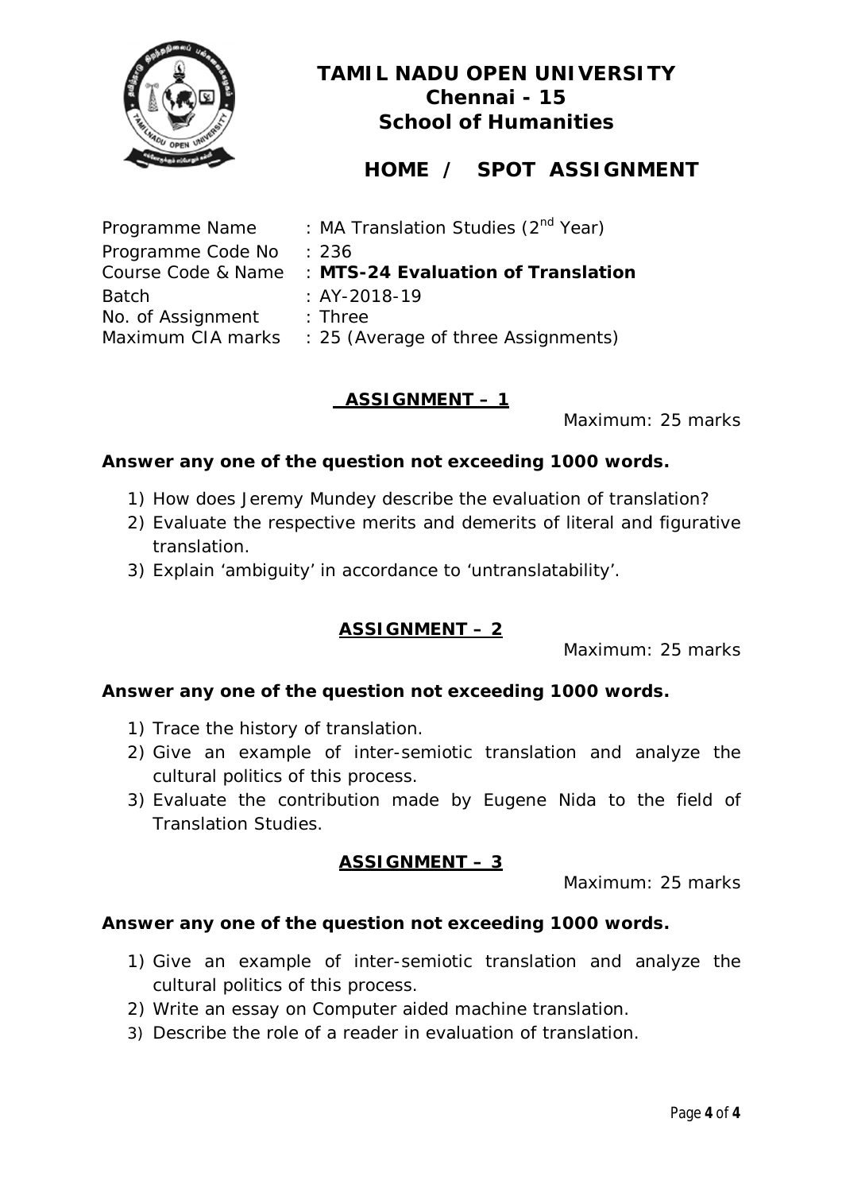# TAMIL NADU OPEN UNIVERSITY
## Chennai - 15
## School of Humanities

## HOME / SPOT ASSIGNMENT

Programme Name : MA Translation Studies (2nd Year)
Programme Code No : 236
Course Code & Name : **MTS-24 Evaluation of Translation**
Batch : AY-2018-19
No. of Assignment : Three
Maximum CIA marks : 25 (Average of three Assignments)

### ASSIGNMENT – 1

Maximum: 25 marks

**Answer any one of the question not exceeding 1000 words.**

1) How does Jeremy Mundey describe the evaluation of translation?
2) Evaluate the respective merits and demerits of literal and figurative translation.
3) Explain 'ambiguity' in accordance to 'untranslatability'.

### ASSIGNMENT – 2

Maximum: 25 marks

**Answer any one of the question not exceeding 1000 words.**

1) Trace the history of translation.
2) Give an example of inter-semiotic translation and analyze the cultural politics of this process.
3) Evaluate the contribution made by Eugene Nida to the field of Translation Studies.

### ASSIGNMENT – 3

Maximum: 25 marks

**Answer any one of the question not exceeding 1000 words.**

1) Give an example of inter-semiotic translation and analyze the cultural politics of this process.
2) Write an essay on Computer aided machine translation.
3) Describe the role of a reader in evaluation of translation.